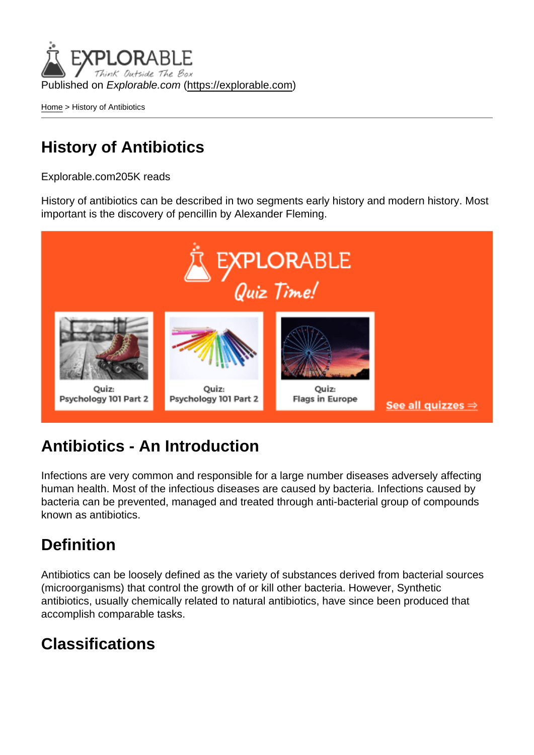Published on *Explorable.com* (https://explorable.com)

Home > History of Antibiotics

# History of Antibiotics

Explorable.com205K reads

History of antibiotics can be described in two segments early history and modern history. Most important is the discovery of pencillin by Alexander Fleming.

## Antibiotics - An Introduction

Infections are very common and responsible for a large number diseases adversely affecting human health. Most of the infectious diseases are caused by bacteria. Infections caused by bacteria can be prevented, managed and treated through anti-bacterial group of compounds known as antibiotics.

## Definition

Antibiotics can be loosely defined as the variety of substances derived from bacterial sources (microorganisms) that control the growth of or kill other bacteria. However, Synthetic antibiotics, usually chemically related to natural antibiotics, have since been produced that accomplish comparable tasks.

## Classifications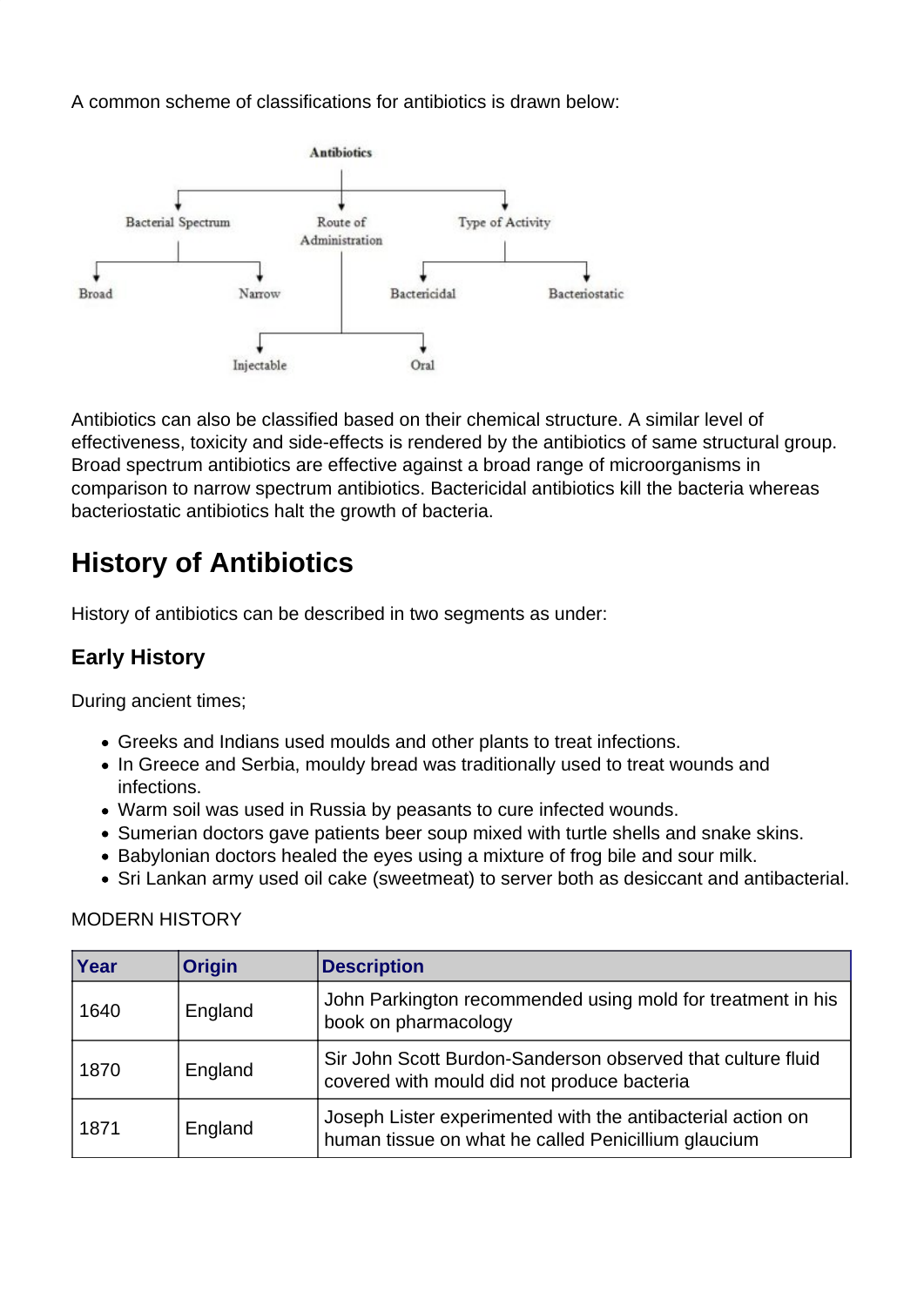A common scheme of classifications for antibiotics is drawn below:

Antibiotics

- Bacterial Spectrum
  - Broad
  - Narrow
- Route of Administration
  - Injectable
  - Oral
- Type of Activity
  - Bactericidal
  - Bacteriostatic

Antibiotics can also be classified based on their chemical structure. A similar level of effectiveness, toxicity and side-effects is rendered by the antibiotics of same structural group. Broad spectrum antibiotics are effective against a broad range of microorganisms in comparison to narrow spectrum antibiotics. Bactericidal antibiotics kill the bacteria whereas bacteriostatic antibiotics halt the growth of bacteria.

## History of Antibiotics

History of antibiotics can be described in two segments as under:

### Early History

During ancient times;

- Greeks and Indians used moulds and other plants to treat infections.
- In Greece and Serbia, mouldy bread was traditionally used to treat wounds and infections.
- Warm soil was used in Russia by peasants to cure infected wounds.
- Sumerian doctors gave patients beer soup mixed with turtle shells and snake skins.
- Babylonian doctors healed the eyes using a mixture of frog bile and sour milk.
- Sri Lankan army used oil cake (sweetmeat) to server both as desiccant and antibacterial.

MODERN HISTORY

| Year | Origin | Description |
|---|---|---|
| 1640 | England | John Parkington recommended using mold for treatment in his book on pharmacology |
| 1870 | England | Sir John Scott Burdon-Sanderson observed that culture fluid covered with mould did not produce bacteria |
| 1871 | England | Joseph Lister experimented with the antibacterial action on human tissue on what he called Penicillium glaucium |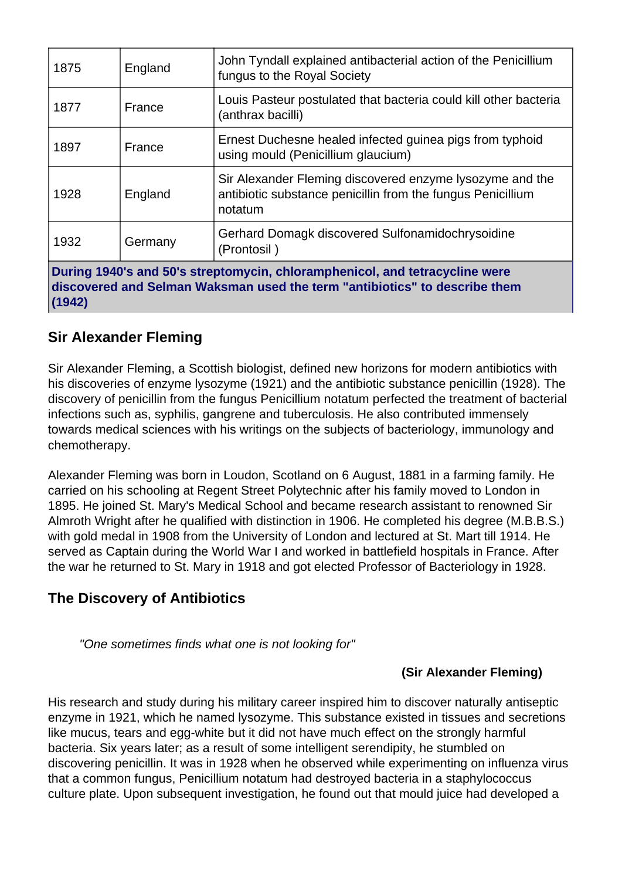| | | |
|---|---|---|
| 1875 | England | John Tyndall explained antibacterial action of the Penicillium fungus to the Royal Society |
| 1877 | France | Louis Pasteur postulated that bacteria could kill other bacteria (anthrax bacilli) |
| 1897 | France | Ernest Duchesne healed infected guinea pigs from typhoid using mould (Penicillium glaucium) |
| 1928 | England | Sir Alexander Fleming discovered enzyme lysozyme and the antibiotic substance penicillin from the fungus Penicillium notatum |
| 1932 | Germany | Gerhard Domagk discovered Sulfonamidochrysoidine (Prontosil ) |

**During 1940's and 50's streptomycin, chloramphenicol, and tetracycline were discovered and Selman Waksman used the term "antibiotics" to describe them (1942)**

## Sir Alexander Fleming

Sir Alexander Fleming, a Scottish biologist, defined new horizons for modern antibiotics with his discoveries of enzyme lysozyme (1921) and the antibiotic substance penicillin (1928). The discovery of penicillin from the fungus Penicillium notatum perfected the treatment of bacterial infections such as, syphilis, gangrene and tuberculosis. He also contributed immensely towards medical sciences with his writings on the subjects of bacteriology, immunology and chemotherapy.

Alexander Fleming was born in Loudon, Scotland on 6 August, 1881 in a farming family. He carried on his schooling at Regent Street Polytechnic after his family moved to London in 1895. He joined St. Mary's Medical School and became research assistant to renowned Sir Almroth Wright after he qualified with distinction in 1906. He completed his degree (M.B.B.S.) with gold medal in 1908 from the University of London and lectured at St. Mart till 1914. He served as Captain during the World War I and worked in battlefield hospitals in France. After the war he returned to St. Mary in 1918 and got elected Professor of Bacteriology in 1928.

## The Discovery of Antibiotics

> *"One sometimes finds what one is not looking for"*
>
> **(Sir Alexander Fleming)**

His research and study during his military career inspired him to discover naturally antiseptic enzyme in 1921, which he named lysozyme. This substance existed in tissues and secretions like mucus, tears and egg-white but it did not have much effect on the strongly harmful bacteria. Six years later; as a result of some intelligent serendipity, he stumbled on discovering penicillin. It was in 1928 when he observed while experimenting on influenza virus that a common fungus, Penicillium notatum had destroyed bacteria in a staphylococcus culture plate. Upon subsequent investigation, he found out that mould juice had developed a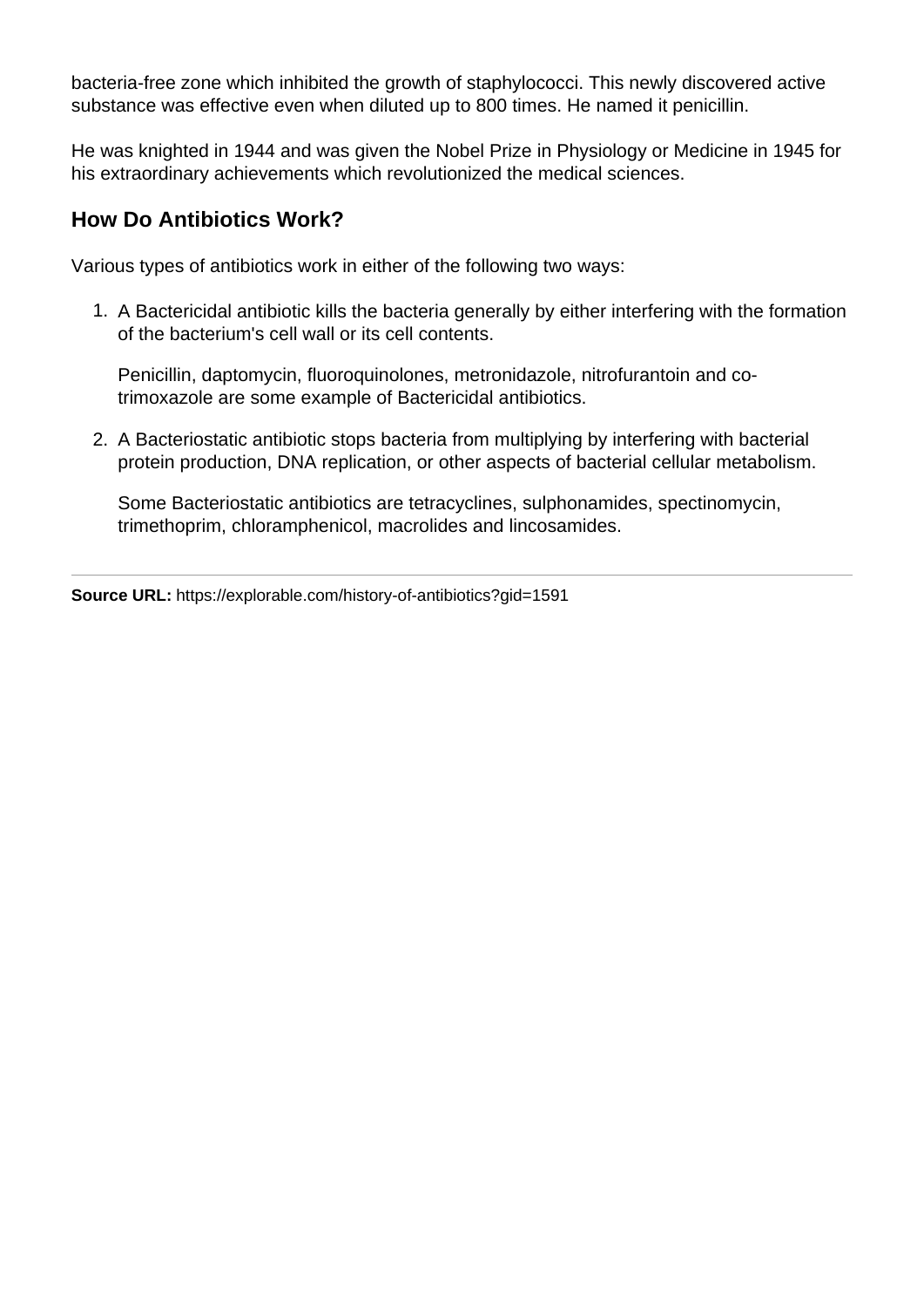bacteria-free zone which inhibited the growth of staphylococci. This newly discovered active substance was effective even when diluted up to 800 times. He named it penicillin.

He was knighted in 1944 and was given the Nobel Prize in Physiology or Medicine in 1945 for his extraordinary achievements which revolutionized the medical sciences.

## How Do Antibiotics Work?

Various types of antibiotics work in either of the following two ways:

1. A Bactericidal antibiotic kills the bacteria generally by either interfering with the formation of the bacterium's cell wall or its cell contents.

   Penicillin, daptomycin, fluoroquinolones, metronidazole, nitrofurantoin and co-trimoxazole are some example of Bactericidal antibiotics.

2. A Bacteriostatic antibiotic stops bacteria from multiplying by interfering with bacterial protein production, DNA replication, or other aspects of bacterial cellular metabolism.

   Some Bacteriostatic antibiotics are tetracyclines, sulphonamides, spectinomycin, trimethoprim, chloramphenicol, macrolides and lincosamides.

---

**Source URL:** https://explorable.com/history-of-antibiotics?gid=1591